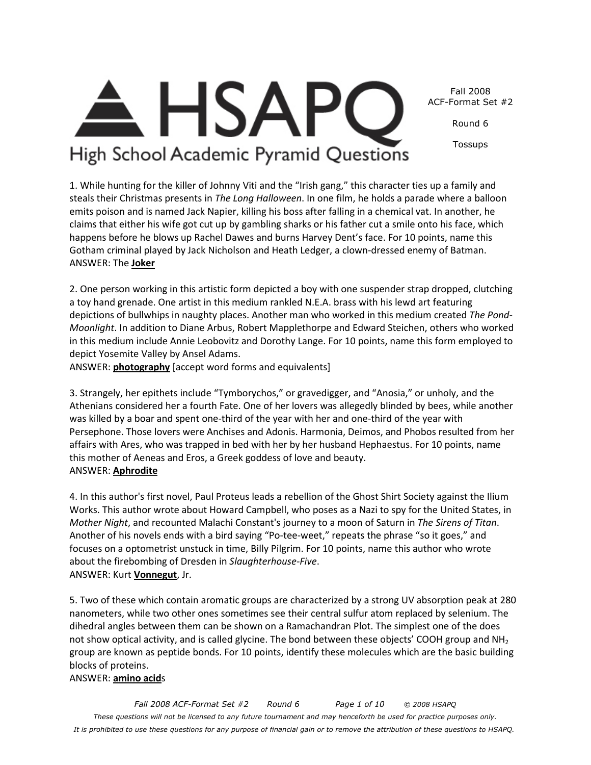# HSAPQ

High School Academic Pyramid Questions

Fall 2008 ACF-Format Set #2

Round 6

Tossups

1. While hunting for the killer of Johnny Viti and the "Irish gang," this character ties up a family and steals their Christmas presents in *The Long Halloween*. In one film, he holds a parade where a balloon emits poison and is named Jack Napier, killing his boss after falling in a chemical vat. In another, he claims that either his wife got cut up by gambling sharks or his father cut a smile onto his face, which happens before he blows up Rachel Dawes and burns Harvey Dent's face. For 10 points, name this Gotham criminal played by Jack Nicholson and Heath Ledger, a clown-dressed enemy of Batman.
ANSWER: The **Joker**

2. One person working in this artistic form depicted a boy with one suspender strap dropped, clutching a toy hand grenade. One artist in this medium rankled N.E.A. brass with his lewd art featuring depictions of bullwhips in naughty places. Another man who worked in this medium created *The Pond-Moonlight*. In addition to Diane Arbus, Robert Mapplethorpe and Edward Steichen, others who worked in this medium include Annie Leobovitz and Dorothy Lange. For 10 points, name this form employed to depict Yosemite Valley by Ansel Adams.
ANSWER: **photography** [accept word forms and equivalents]

3. Strangely, her epithets include "Tymborychos," or gravedigger, and "Anosia," or unholy, and the Athenians considered her a fourth Fate. One of her lovers was allegedly blinded by bees, while another was killed by a boar and spent one-third of the year with her and one-third of the year with Persephone. Those lovers were Anchises and Adonis. Harmonia, Deimos, and Phobos resulted from her affairs with Ares, who was trapped in bed with her by her husband Hephaestus. For 10 points, name this mother of Aeneas and Eros, a Greek goddess of love and beauty.
ANSWER: **Aphrodite**

4. In this author's first novel, Paul Proteus leads a rebellion of the Ghost Shirt Society against the Ilium Works. This author wrote about Howard Campbell, who poses as a Nazi to spy for the United States, in *Mother Night*, and recounted Malachi Constant's journey to a moon of Saturn in *The Sirens of Titan*. Another of his novels ends with a bird saying "Po-tee-weet," repeats the phrase "so it goes," and focuses on a optometrist unstuck in time, Billy Pilgrim. For 10 points, name this author who wrote about the firebombing of Dresden in *Slaughterhouse-Five*.
ANSWER: Kurt **Vonnegut**, Jr.

5. Two of these which contain aromatic groups are characterized by a strong UV absorption peak at 280 nanometers, while two other ones sometimes see their central sulfur atom replaced by selenium. The dihedral angles between them can be shown on a Ramachandran Plot. The simplest one of the does not show optical activity, and is called glycine. The bond between these objects' COOH group and $NH_2$ group are known as peptide bonds. For 10 points, identify these molecules which are the basic building blocks of proteins.
ANSWER: **amino acid**s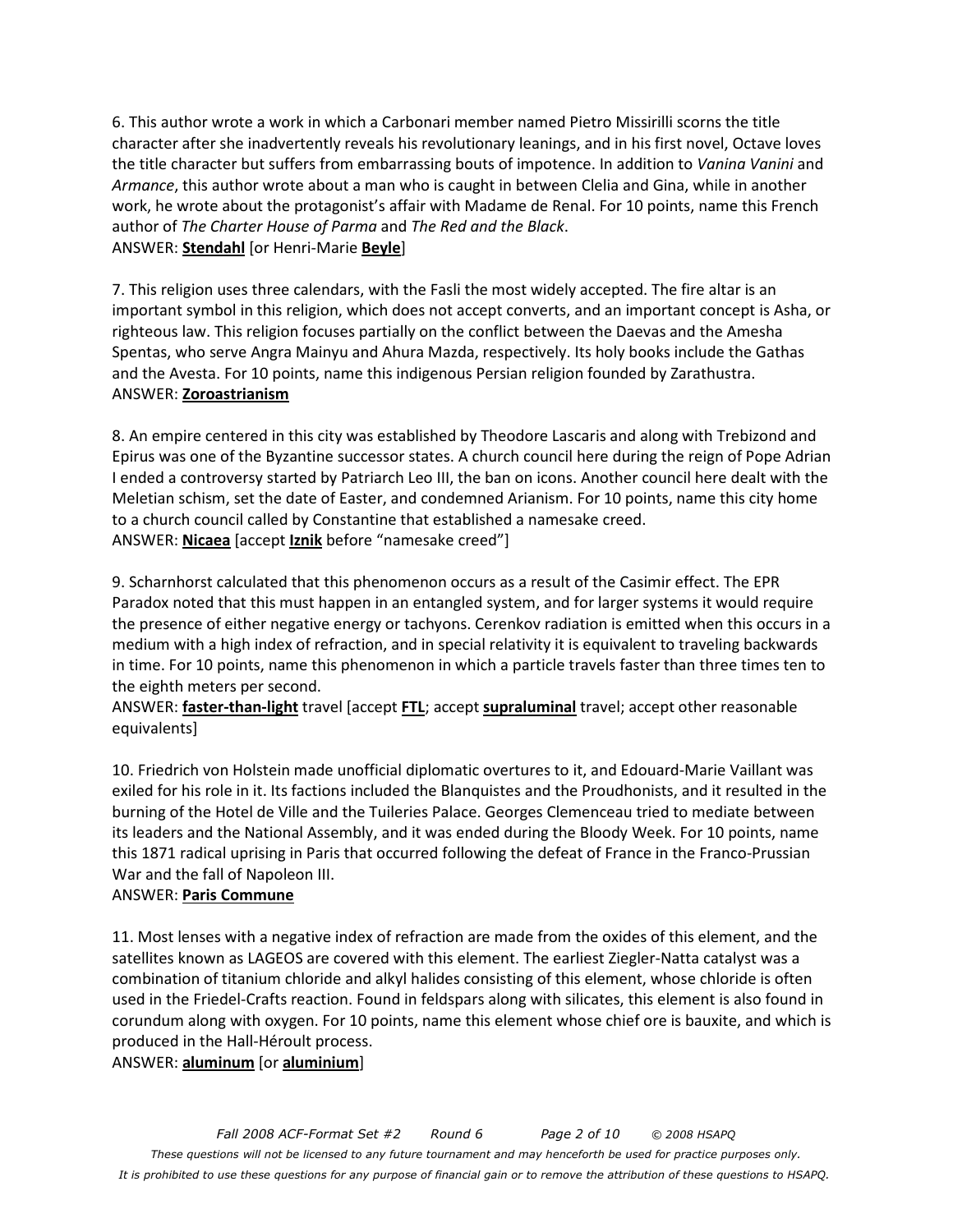6. This author wrote a work in which a Carbonari member named Pietro Missirilli scorns the title character after she inadvertently reveals his revolutionary leanings, and in his first novel, Octave loves the title character but suffers from embarrassing bouts of impotence. In addition to *Vanina Vanini* and *Armance*, this author wrote about a man who is caught in between Clelia and Gina, while in another work, he wrote about the protagonist's affair with Madame de Renal. For 10 points, name this French author of *The Charter House of Parma* and *The Red and the Black*.
ANSWER: **Stendahl** [or Henri-Marie **Beyle**]

7. This religion uses three calendars, with the Fasli the most widely accepted. The fire altar is an important symbol in this religion, which does not accept converts, and an important concept is Asha, or righteous law. This religion focuses partially on the conflict between the Daevas and the Amesha Spentas, who serve Angra Mainyu and Ahura Mazda, respectively. Its holy books include the Gathas and the Avesta. For 10 points, name this indigenous Persian religion founded by Zarathustra.
ANSWER: **Zoroastrianism**

8. An empire centered in this city was established by Theodore Lascaris and along with Trebizond and Epirus was one of the Byzantine successor states. A church council here during the reign of Pope Adrian I ended a controversy started by Patriarch Leo III, the ban on icons. Another council here dealt with the Meletian schism, set the date of Easter, and condemned Arianism. For 10 points, name this city home to a church council called by Constantine that established a namesake creed.
ANSWER: **Nicaea** [accept **Iznik** before "namesake creed"]

9. Scharnhorst calculated that this phenomenon occurs as a result of the Casimir effect. The EPR Paradox noted that this must happen in an entangled system, and for larger systems it would require the presence of either negative energy or tachyons. Cerenkov radiation is emitted when this occurs in a medium with a high index of refraction, and in special relativity it is equivalent to traveling backwards in time. For 10 points, name this phenomenon in which a particle travels faster than three times ten to the eighth meters per second.
ANSWER: **faster-than-light** travel [accept **FTL**; accept **supraluminal** travel; accept other reasonable equivalents]

10. Friedrich von Holstein made unofficial diplomatic overtures to it, and Edouard-Marie Vaillant was exiled for his role in it. Its factions included the Blanquistes and the Proudhonists, and it resulted in the burning of the Hotel de Ville and the Tuileries Palace. Georges Clemenceau tried to mediate between its leaders and the National Assembly, and it was ended during the Bloody Week. For 10 points, name this 1871 radical uprising in Paris that occurred following the defeat of France in the Franco-Prussian War and the fall of Napoleon III.
ANSWER: **Paris Commune**

11. Most lenses with a negative index of refraction are made from the oxides of this element, and the satellites known as LAGEOS are covered with this element. The earliest Ziegler-Natta catalyst was a combination of titanium chloride and alkyl halides consisting of this element, whose chloride is often used in the Friedel-Crafts reaction. Found in feldspars along with silicates, this element is also found in corundum along with oxygen. For 10 points, name this element whose chief ore is bauxite, and which is produced in the Hall-Héroult process.
ANSWER: **aluminum** [or **aluminium**]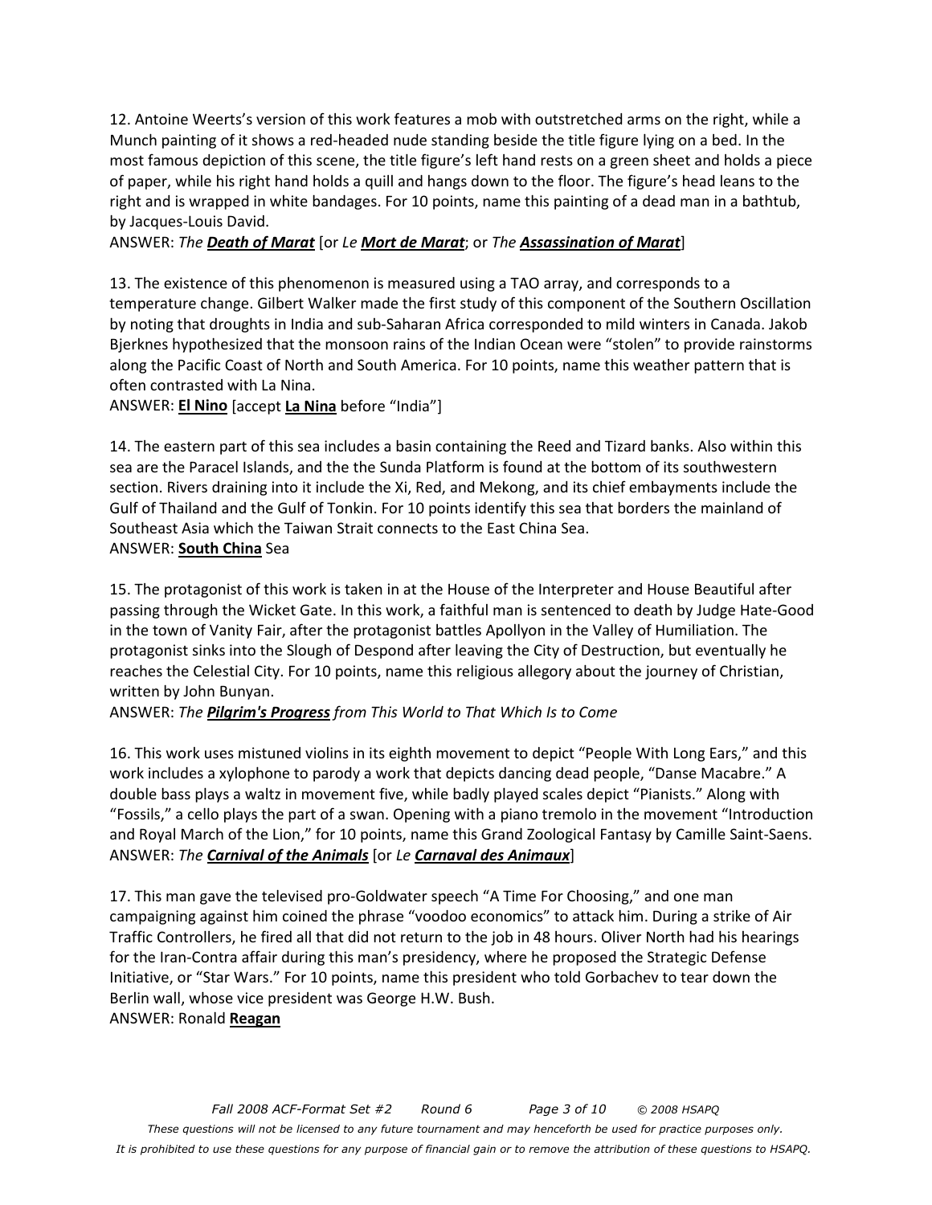12. Antoine Weerts's version of this work features a mob with outstretched arms on the right, while a Munch painting of it shows a red-headed nude standing beside the title figure lying on a bed. In the most famous depiction of this scene, the title figure's left hand rests on a green sheet and holds a piece of paper, while his right hand holds a quill and hangs down to the floor. The figure's head leans to the right and is wrapped in white bandages. For 10 points, name this painting of a dead man in a bathtub, by Jacques-Louis David.

ANSWER: *The **Death of Marat*** [or *Le **Mort de Marat***; or *The **Assassination of Marat***]

13. The existence of this phenomenon is measured using a TAO array, and corresponds to a temperature change. Gilbert Walker made the first study of this component of the Southern Oscillation by noting that droughts in India and sub-Saharan Africa corresponded to mild winters in Canada. Jakob Bjerknes hypothesized that the monsoon rains of the Indian Ocean were "stolen" to provide rainstorms along the Pacific Coast of North and South America. For 10 points, name this weather pattern that is often contrasted with La Nina.

ANSWER: **El Nino** [accept **La Nina** before "India"]

14. The eastern part of this sea includes a basin containing the Reed and Tizard banks. Also within this sea are the Paracel Islands, and the the Sunda Platform is found at the bottom of its southwestern section. Rivers draining into it include the Xi, Red, and Mekong, and its chief embayments include the Gulf of Thailand and the Gulf of Tonkin. For 10 points identify this sea that borders the mainland of Southeast Asia which the Taiwan Strait connects to the East China Sea.

ANSWER: **South China** Sea

15. The protagonist of this work is taken in at the House of the Interpreter and House Beautiful after passing through the Wicket Gate. In this work, a faithful man is sentenced to death by Judge Hate-Good in the town of Vanity Fair, after the protagonist battles Apollyon in the Valley of Humiliation. The protagonist sinks into the Slough of Despond after leaving the City of Destruction, but eventually he reaches the Celestial City. For 10 points, name this religious allegory about the journey of Christian, written by John Bunyan.

ANSWER: *The **Pilgrim's Progress** from This World to That Which Is to Come*

16. This work uses mistuned violins in its eighth movement to depict "People With Long Ears," and this work includes a xylophone to parody a work that depicts dancing dead people, "Danse Macabre." A double bass plays a waltz in movement five, while badly played scales depict "Pianists." Along with "Fossils," a cello plays the part of a swan. Opening with a piano tremolo in the movement "Introduction and Royal March of the Lion," for 10 points, name this Grand Zoological Fantasy by Camille Saint-Saens.

ANSWER: *The **Carnival of the Animals*** [or *Le **Carnaval des Animaux***]

17. This man gave the televised pro-Goldwater speech "A Time For Choosing," and one man campaigning against him coined the phrase "voodoo economics" to attack him. During a strike of Air Traffic Controllers, he fired all that did not return to the job in 48 hours. Oliver North had his hearings for the Iran-Contra affair during this man's presidency, where he proposed the Strategic Defense Initiative, or "Star Wars." For 10 points, name this president who told Gorbachev to tear down the Berlin wall, whose vice president was George H.W. Bush.

ANSWER: Ronald **Reagan**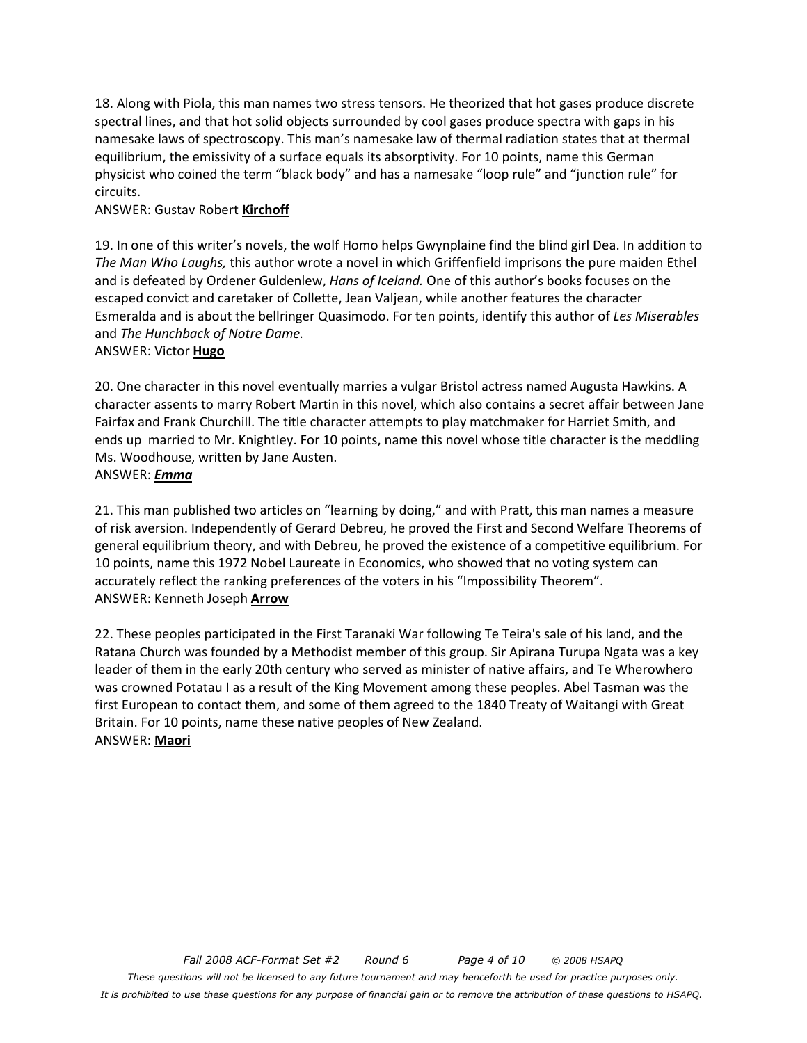18. Along with Piola, this man names two stress tensors. He theorized that hot gases produce discrete spectral lines, and that hot solid objects surrounded by cool gases produce spectra with gaps in his namesake laws of spectroscopy. This man's namesake law of thermal radiation states that at thermal equilibrium, the emissivity of a surface equals its absorptivity. For 10 points, name this German physicist who coined the term "black body" and has a namesake "loop rule" and "junction rule" for circuits.
ANSWER: Gustav Robert **Kirchoff**

19. In one of this writer's novels, the wolf Homo helps Gwynplaine find the blind girl Dea. In addition to *The Man Who Laughs,* this author wrote a novel in which Griffenfield imprisons the pure maiden Ethel and is defeated by Ordener Guldenlew, *Hans of Iceland.* One of this author's books focuses on the escaped convict and caretaker of Collette, Jean Valjean, while another features the character Esmeralda and is about the bellringer Quasimodo. For ten points, identify this author of *Les Miserables* and *The Hunchback of Notre Dame.*
ANSWER: Victor **Hugo**

20. One character in this novel eventually marries a vulgar Bristol actress named Augusta Hawkins. A character assents to marry Robert Martin in this novel, which also contains a secret affair between Jane Fairfax and Frank Churchill. The title character attempts to play matchmaker for Harriet Smith, and ends up married to Mr. Knightley. For 10 points, name this novel whose title character is the meddling Ms. Woodhouse, written by Jane Austen.
ANSWER: ***Emma***

21. This man published two articles on "learning by doing," and with Pratt, this man names a measure of risk aversion. Independently of Gerard Debreu, he proved the First and Second Welfare Theorems of general equilibrium theory, and with Debreu, he proved the existence of a competitive equilibrium. For 10 points, name this 1972 Nobel Laureate in Economics, who showed that no voting system can accurately reflect the ranking preferences of the voters in his "Impossibility Theorem".
ANSWER: Kenneth Joseph **Arrow**

22. These peoples participated in the First Taranaki War following Te Teira's sale of his land, and the Ratana Church was founded by a Methodist member of this group. Sir Apirana Turupa Ngata was a key leader of them in the early 20th century who served as minister of native affairs, and Te Wherowhero was crowned Potatau I as a result of the King Movement among these peoples. Abel Tasman was the first European to contact them, and some of them agreed to the 1840 Treaty of Waitangi with Great Britain. For 10 points, name these native peoples of New Zealand.
ANSWER: **Maori**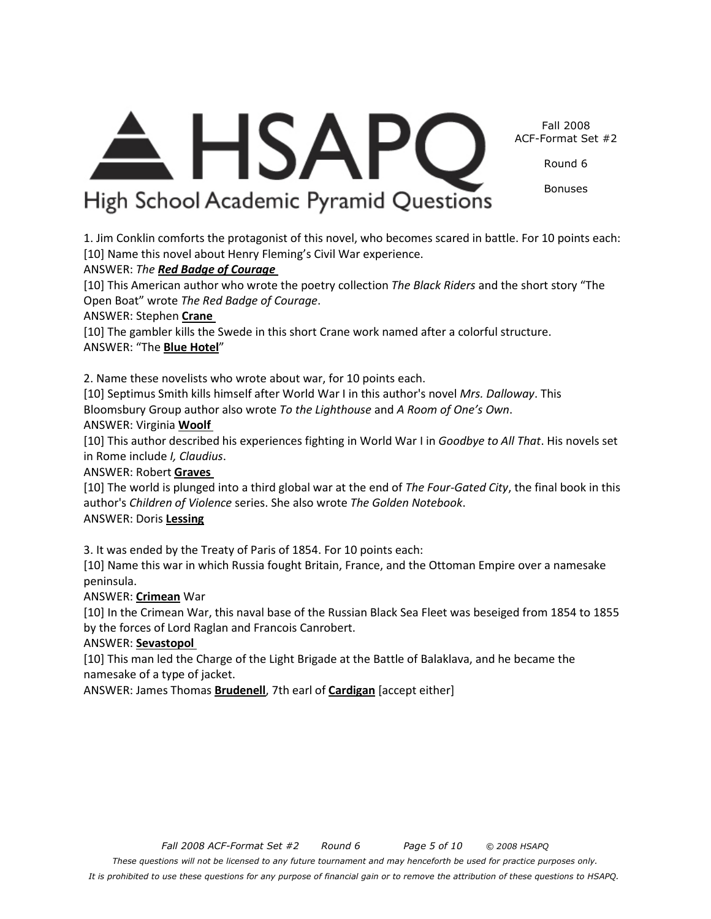1. Jim Conklin comforts the protagonist of this novel, who becomes scared in battle. For 10 points each:

[10] Name this novel about Henry Fleming's Civil War experience.

ANSWER: *The **Red Badge of Courage***

[10] This American author who wrote the poetry collection *The Black Riders* and the short story "The Open Boat" wrote *The Red Badge of Courage*.

ANSWER: Stephen **Crane**

[10] The gambler kills the Swede in this short Crane work named after a colorful structure.

ANSWER: "The **Blue Hotel**"

2. Name these novelists who wrote about war, for 10 points each.

[10] Septimus Smith kills himself after World War I in this author's novel *Mrs. Dalloway*. This Bloomsbury Group author also wrote *To the Lighthouse* and *A Room of One's Own*.

ANSWER: Virginia **Woolf**

[10] This author described his experiences fighting in World War I in *Goodbye to All That*. His novels set in Rome include *I, Claudius*.

ANSWER: Robert **Graves**

[10] The world is plunged into a third global war at the end of *The Four-Gated City*, the final book in this author's *Children of Violence* series. She also wrote *The Golden Notebook*.

ANSWER: Doris **Lessing**

3. It was ended by the Treaty of Paris of 1854. For 10 points each:

[10] Name this war in which Russia fought Britain, France, and the Ottoman Empire over a namesake peninsula.

ANSWER: **Crimean** War

[10] In the Crimean War, this naval base of the Russian Black Sea Fleet was beseiged from 1854 to 1855 by the forces of Lord Raglan and Francois Canrobert.

ANSWER: **Sevastopol**

[10] This man led the Charge of the Light Brigade at the Battle of Balaklava, and he became the namesake of a type of jacket.

ANSWER: James Thomas **Brudenell**, 7th earl of **Cardigan** [accept either]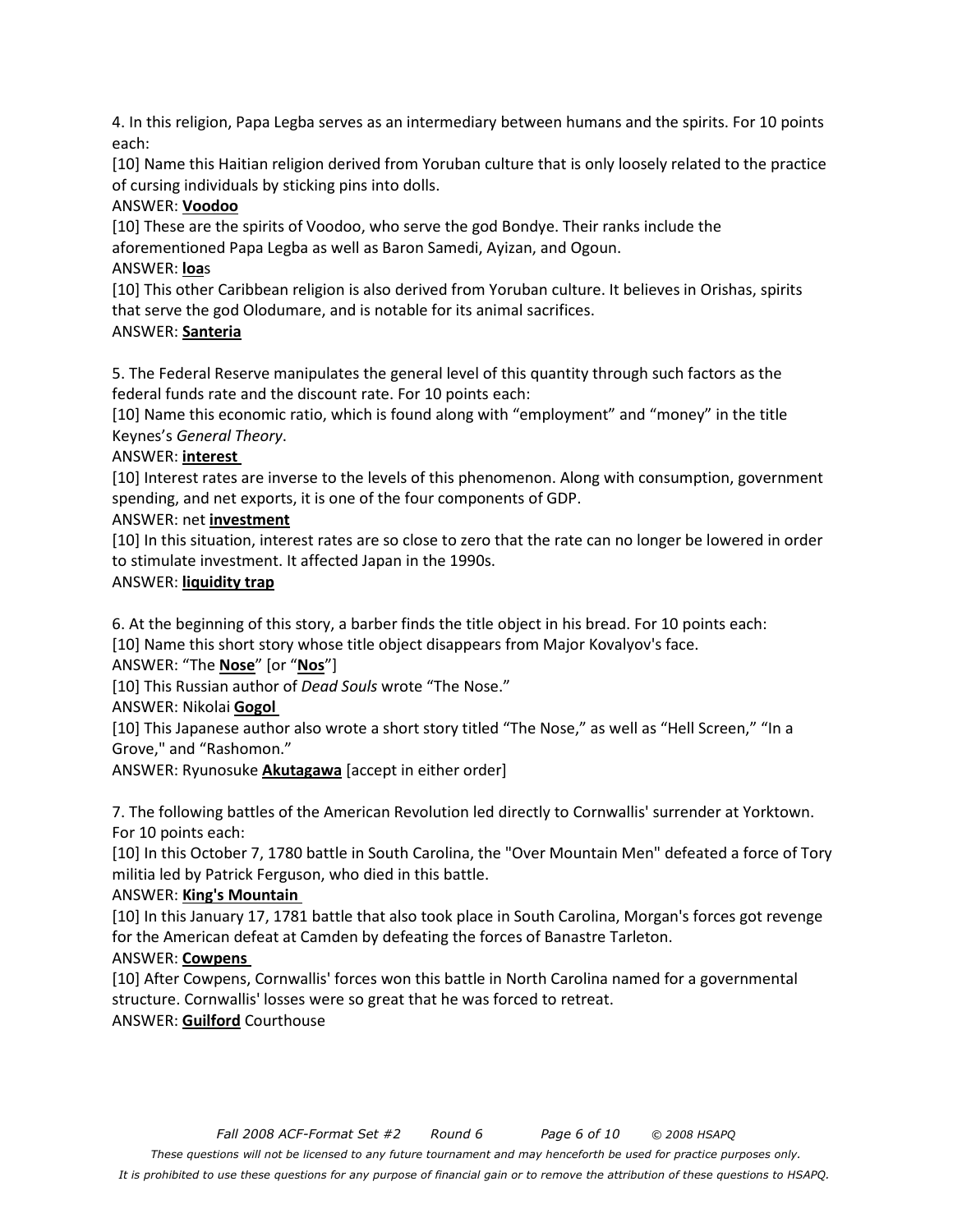4. In this religion, Papa Legba serves as an intermediary between humans and the spirits. For 10 points each:

[10] Name this Haitian religion derived from Yoruban culture that is only loosely related to the practice of cursing individuals by sticking pins into dolls.

ANSWER: **Voodoo**

[10] These are the spirits of Voodoo, who serve the god Bondye. Their ranks include the aforementioned Papa Legba as well as Baron Samedi, Ayizan, and Ogoun.

ANSWER: **loa**s

[10] This other Caribbean religion is also derived from Yoruban culture. It believes in Orishas, spirits that serve the god Olodumare, and is notable for its animal sacrifices.

ANSWER: **Santeria**

5. The Federal Reserve manipulates the general level of this quantity through such factors as the federal funds rate and the discount rate. For 10 points each:

[10] Name this economic ratio, which is found along with "employment" and "money" in the title Keynes's *General Theory*.

ANSWER: **interest**

[10] Interest rates are inverse to the levels of this phenomenon. Along with consumption, government spending, and net exports, it is one of the four components of GDP.

ANSWER: net **investment**

[10] In this situation, interest rates are so close to zero that the rate can no longer be lowered in order to stimulate investment. It affected Japan in the 1990s.

ANSWER: **liquidity trap**

6. At the beginning of this story, a barber finds the title object in his bread. For 10 points each:

[10] Name this short story whose title object disappears from Major Kovalyov's face.

ANSWER: "The **Nose**" [or "**Nos**"]

[10] This Russian author of *Dead Souls* wrote "The Nose."

ANSWER: Nikolai **Gogol**

[10] This Japanese author also wrote a short story titled "The Nose," as well as "Hell Screen," "In a Grove," and "Rashomon."

ANSWER: Ryunosuke **Akutagawa** [accept in either order]

7. The following battles of the American Revolution led directly to Cornwallis' surrender at Yorktown. For 10 points each:

[10] In this October 7, 1780 battle in South Carolina, the "Over Mountain Men" defeated a force of Tory militia led by Patrick Ferguson, who died in this battle.

ANSWER: **King's Mountain**

[10] In this January 17, 1781 battle that also took place in South Carolina, Morgan's forces got revenge for the American defeat at Camden by defeating the forces of Banastre Tarleton.

ANSWER: **Cowpens**

[10] After Cowpens, Cornwallis' forces won this battle in North Carolina named for a governmental structure. Cornwallis' losses were so great that he was forced to retreat.

ANSWER: **Guilford** Courthouse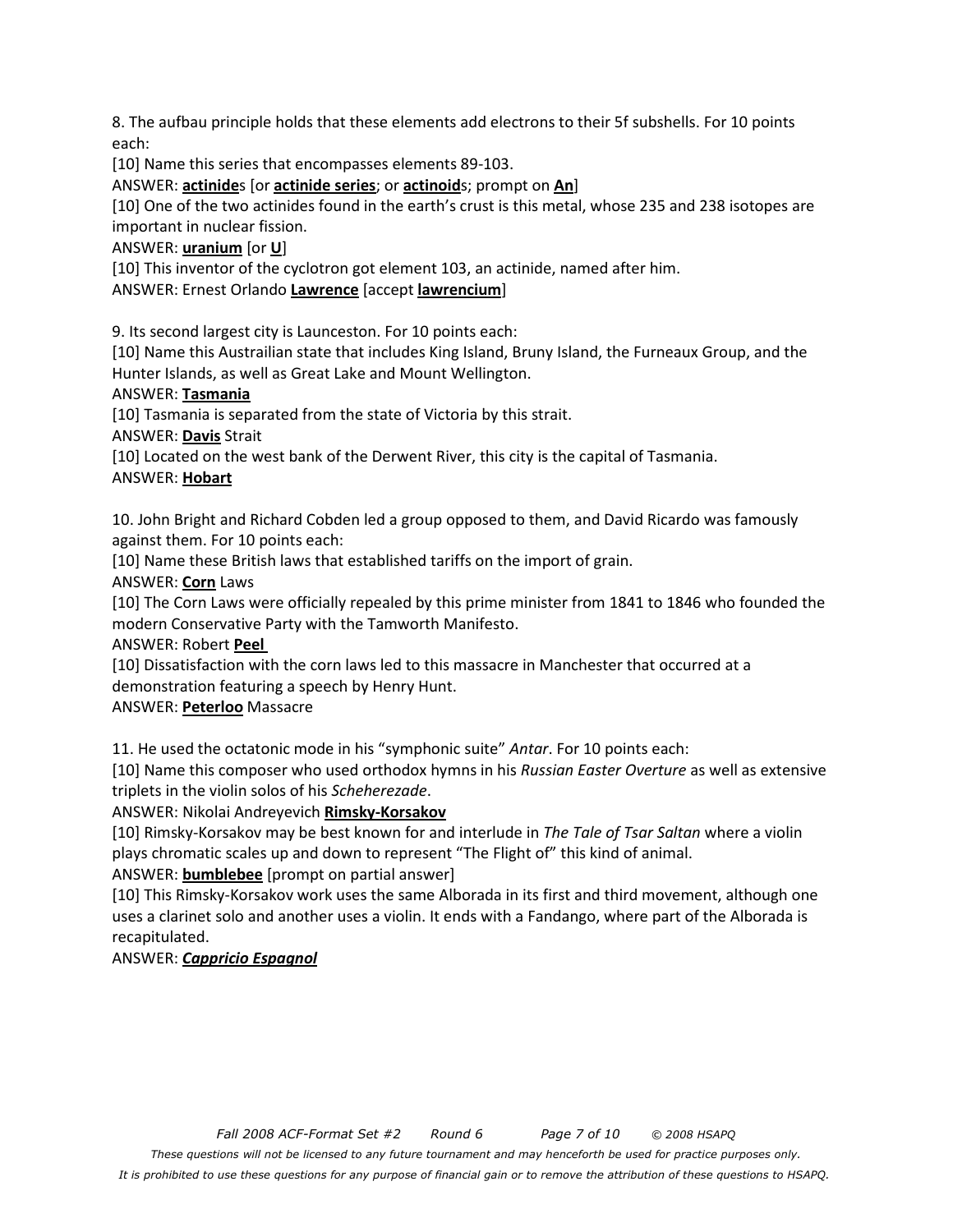8. The aufbau principle holds that these elements add electrons to their 5f subshells. For 10 points each:

[10] Name this series that encompasses elements 89-103.

ANSWER: **actinide**s [or **actinide series**; or **actinoid**s; prompt on **An**]

[10] One of the two actinides found in the earth's crust is this metal, whose 235 and 238 isotopes are important in nuclear fission.

ANSWER: **uranium** [or **U**]

[10] This inventor of the cyclotron got element 103, an actinide, named after him.

ANSWER: Ernest Orlando **Lawrence** [accept **lawrencium**]

9. Its second largest city is Launceston. For 10 points each:

[10] Name this Austrailian state that includes King Island, Bruny Island, the Furneaux Group, and the Hunter Islands, as well as Great Lake and Mount Wellington.

ANSWER: **Tasmania**

[10] Tasmania is separated from the state of Victoria by this strait.

ANSWER: **Davis** Strait

[10] Located on the west bank of the Derwent River, this city is the capital of Tasmania.

ANSWER: **Hobart**

10. John Bright and Richard Cobden led a group opposed to them, and David Ricardo was famously against them. For 10 points each:

[10] Name these British laws that established tariffs on the import of grain.

ANSWER: **Corn** Laws

[10] The Corn Laws were officially repealed by this prime minister from 1841 to 1846 who founded the modern Conservative Party with the Tamworth Manifesto.

ANSWER: Robert **Peel**

[10] Dissatisfaction with the corn laws led to this massacre in Manchester that occurred at a demonstration featuring a speech by Henry Hunt.

ANSWER: **Peterloo** Massacre

11. He used the octatonic mode in his "symphonic suite" *Antar*. For 10 points each:

[10] Name this composer who used orthodox hymns in his *Russian Easter Overture* as well as extensive triplets in the violin solos of his *Scheherezade*.

ANSWER: Nikolai Andreyevich **Rimsky-Korsakov**

[10] Rimsky-Korsakov may be best known for and interlude in *The Tale of Tsar Saltan* where a violin plays chromatic scales up and down to represent "The Flight of" this kind of animal.

ANSWER: **bumblebee** [prompt on partial answer]

[10] This Rimsky-Korsakov work uses the same Alborada in its first and third movement, although one uses a clarinet solo and another uses a violin. It ends with a Fandango, where part of the Alborada is recapitulated.

ANSWER: ***Cappricio Espagnol***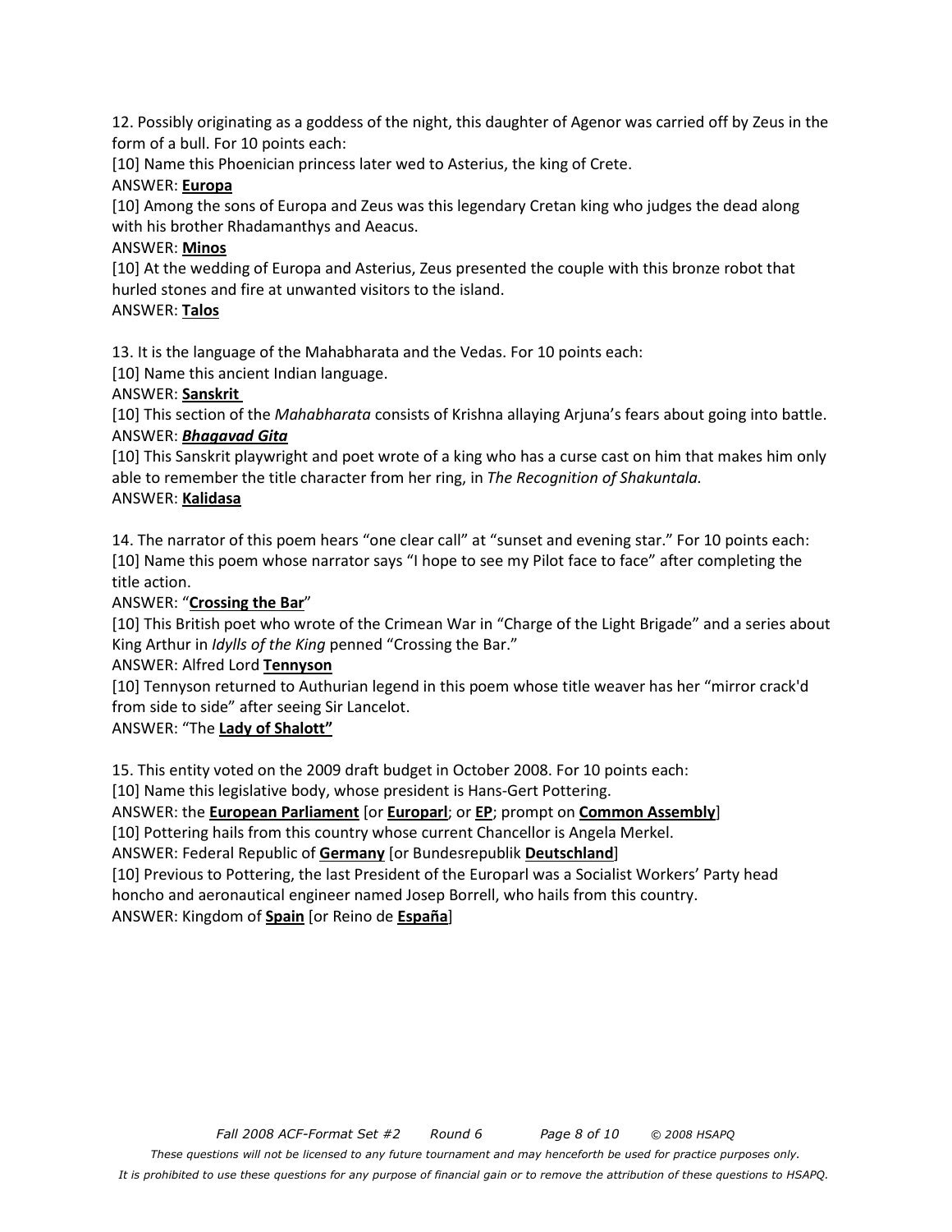12. Possibly originating as a goddess of the night, this daughter of Agenor was carried off by Zeus in the form of a bull. For 10 points each:

[10] Name this Phoenician princess later wed to Asterius, the king of Crete.

ANSWER: **Europa**

[10] Among the sons of Europa and Zeus was this legendary Cretan king who judges the dead along with his brother Rhadamanthys and Aeacus.

ANSWER: **Minos**

[10] At the wedding of Europa and Asterius, Zeus presented the couple with this bronze robot that hurled stones and fire at unwanted visitors to the island.

ANSWER: **Talos**

13. It is the language of the Mahabharata and the Vedas. For 10 points each:

[10] Name this ancient Indian language.

ANSWER: **Sanskrit**

[10] This section of the *Mahabharata* consists of Krishna allaying Arjuna's fears about going into battle.

ANSWER: ***Bhagavad Gita***

[10] This Sanskrit playwright and poet wrote of a king who has a curse cast on him that makes him only able to remember the title character from her ring, in *The Recognition of Shakuntala.*

ANSWER: **Kalidasa**

14. The narrator of this poem hears "one clear call" at "sunset and evening star." For 10 points each:

[10] Name this poem whose narrator says "I hope to see my Pilot face to face" after completing the title action.

ANSWER: "**Crossing the Bar**"

[10] This British poet who wrote of the Crimean War in "Charge of the Light Brigade" and a series about King Arthur in *Idylls of the King* penned "Crossing the Bar."

ANSWER: Alfred Lord **Tennyson**

[10] Tennyson returned to Authurian legend in this poem whose title weaver has her "mirror crack'd from side to side" after seeing Sir Lancelot.

ANSWER: "The **Lady of Shalott"**

15. This entity voted on the 2009 draft budget in October 2008. For 10 points each:

[10] Name this legislative body, whose president is Hans-Gert Pottering.

ANSWER: the **European Parliament** [or **Europarl**; or **EP**; prompt on **Common Assembly**]

[10] Pottering hails from this country whose current Chancellor is Angela Merkel.

ANSWER: Federal Republic of **Germany** [or Bundesrepublik **Deutschland**]

[10] Previous to Pottering, the last President of the Europarl was a Socialist Workers' Party head honcho and aeronautical engineer named Josep Borrell, who hails from this country.

ANSWER: Kingdom of **Spain** [or Reino de **España**]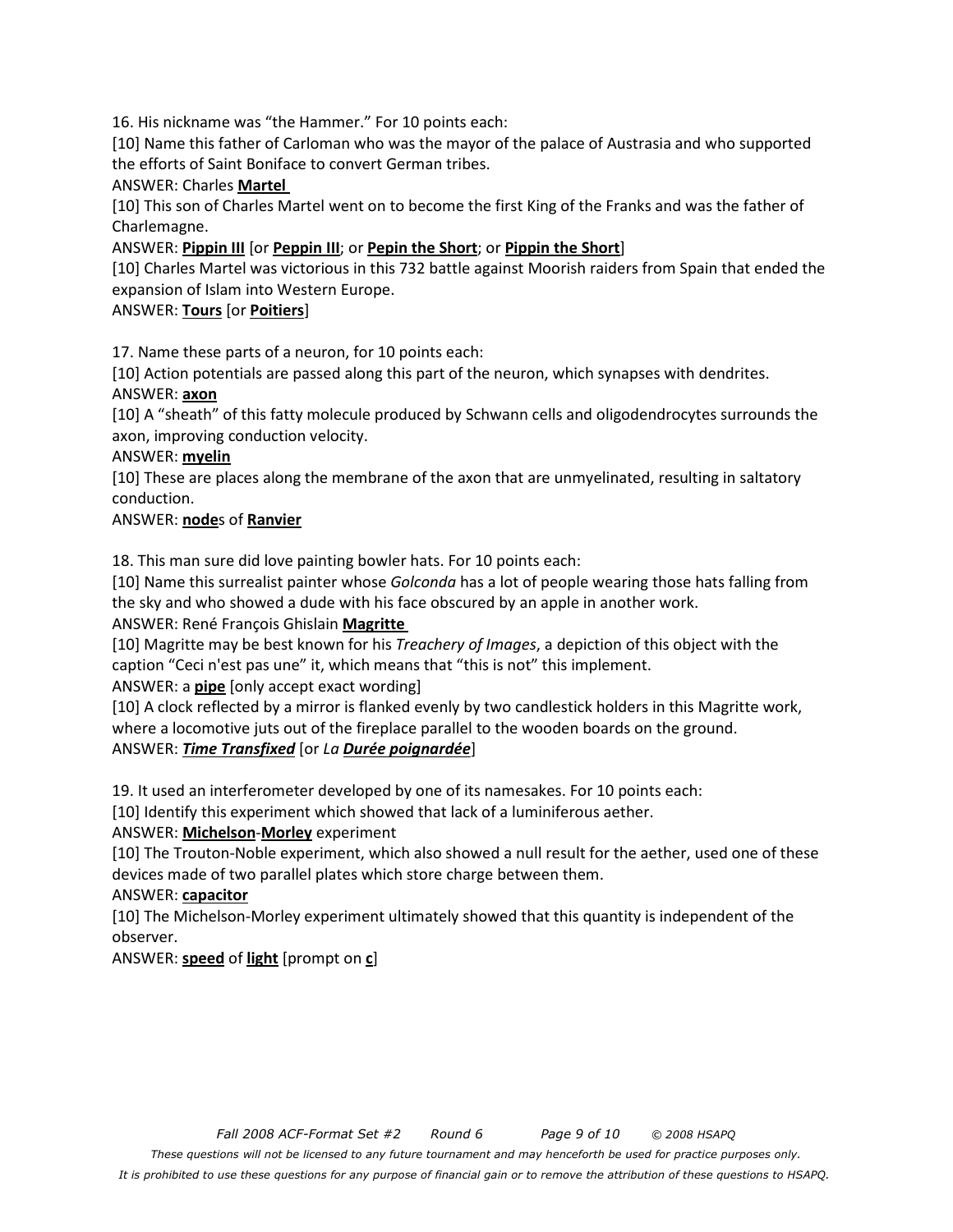16. His nickname was "the Hammer." For 10 points each:

[10] Name this father of Carloman who was the mayor of the palace of Austrasia and who supported the efforts of Saint Boniface to convert German tribes.

ANSWER: Charles **Martel**

[10] This son of Charles Martel went on to become the first King of the Franks and was the father of Charlemagne.

ANSWER: **Pippin III** [or **Peppin III**; or **Pepin the Short**; or **Pippin the Short**]

[10] Charles Martel was victorious in this 732 battle against Moorish raiders from Spain that ended the expansion of Islam into Western Europe.

ANSWER: **Tours** [or **Poitiers**]

17. Name these parts of a neuron, for 10 points each:

[10] Action potentials are passed along this part of the neuron, which synapses with dendrites.

ANSWER: **axon**

[10] A "sheath" of this fatty molecule produced by Schwann cells and oligodendrocytes surrounds the axon, improving conduction velocity.

ANSWER: **myelin**

[10] These are places along the membrane of the axon that are unmyelinated, resulting in saltatory conduction.

ANSWER: **node**s of **Ranvier**

18. This man sure did love painting bowler hats. For 10 points each:

[10] Name this surrealist painter whose *Golconda* has a lot of people wearing those hats falling from the sky and who showed a dude with his face obscured by an apple in another work.

ANSWER: René François Ghislain **Magritte**

[10] Magritte may be best known for his *Treachery of Images*, a depiction of this object with the caption "Ceci n'est pas une" it, which means that "this is not" this implement.

ANSWER: a **pipe** [only accept exact wording]

[10] A clock reflected by a mirror is flanked evenly by two candlestick holders in this Magritte work, where a locomotive juts out of the fireplace parallel to the wooden boards on the ground.

ANSWER: ***Time Transfixed*** [or *La* ***Durée poignardée***]

19. It used an interferometer developed by one of its namesakes. For 10 points each:

[10] Identify this experiment which showed that lack of a luminiferous aether.

ANSWER: **Michelson**-**Morley** experiment

[10] The Trouton-Noble experiment, which also showed a null result for the aether, used one of these devices made of two parallel plates which store charge between them.

ANSWER: **capacitor**

[10] The Michelson-Morley experiment ultimately showed that this quantity is independent of the observer.

ANSWER: **speed** of **light** [prompt on **c**]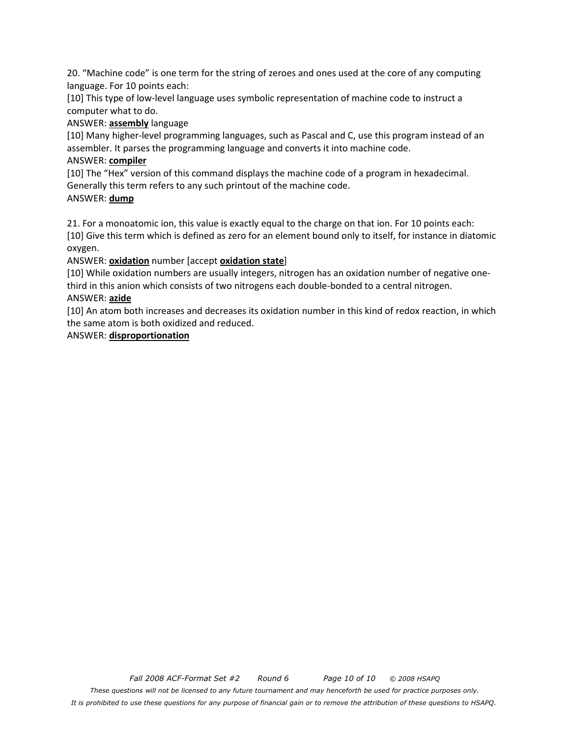20. “Machine code” is one term for the string of zeroes and ones used at the core of any computing language. For 10 points each:

[10] This type of low-level language uses symbolic representation of machine code to instruct a computer what to do.

ANSWER: **assembly** language

[10] Many higher-level programming languages, such as Pascal and C, use this program instead of an assembler. It parses the programming language and converts it into machine code.

ANSWER: **compiler**

[10] The “Hex” version of this command displays the machine code of a program in hexadecimal. Generally this term refers to any such printout of the machine code.

ANSWER: **dump**

21. For a monoatomic ion, this value is exactly equal to the charge on that ion. For 10 points each:

[10] Give this term which is defined as zero for an element bound only to itself, for instance in diatomic oxygen.

ANSWER: **oxidation** number [accept **oxidation state**]

[10] While oxidation numbers are usually integers, nitrogen has an oxidation number of negative one-third in this anion which consists of two nitrogens each double-bonded to a central nitrogen.

ANSWER: **azide**

[10] An atom both increases and decreases its oxidation number in this kind of redox reaction, in which the same atom is both oxidized and reduced.

ANSWER: **disproportionation**